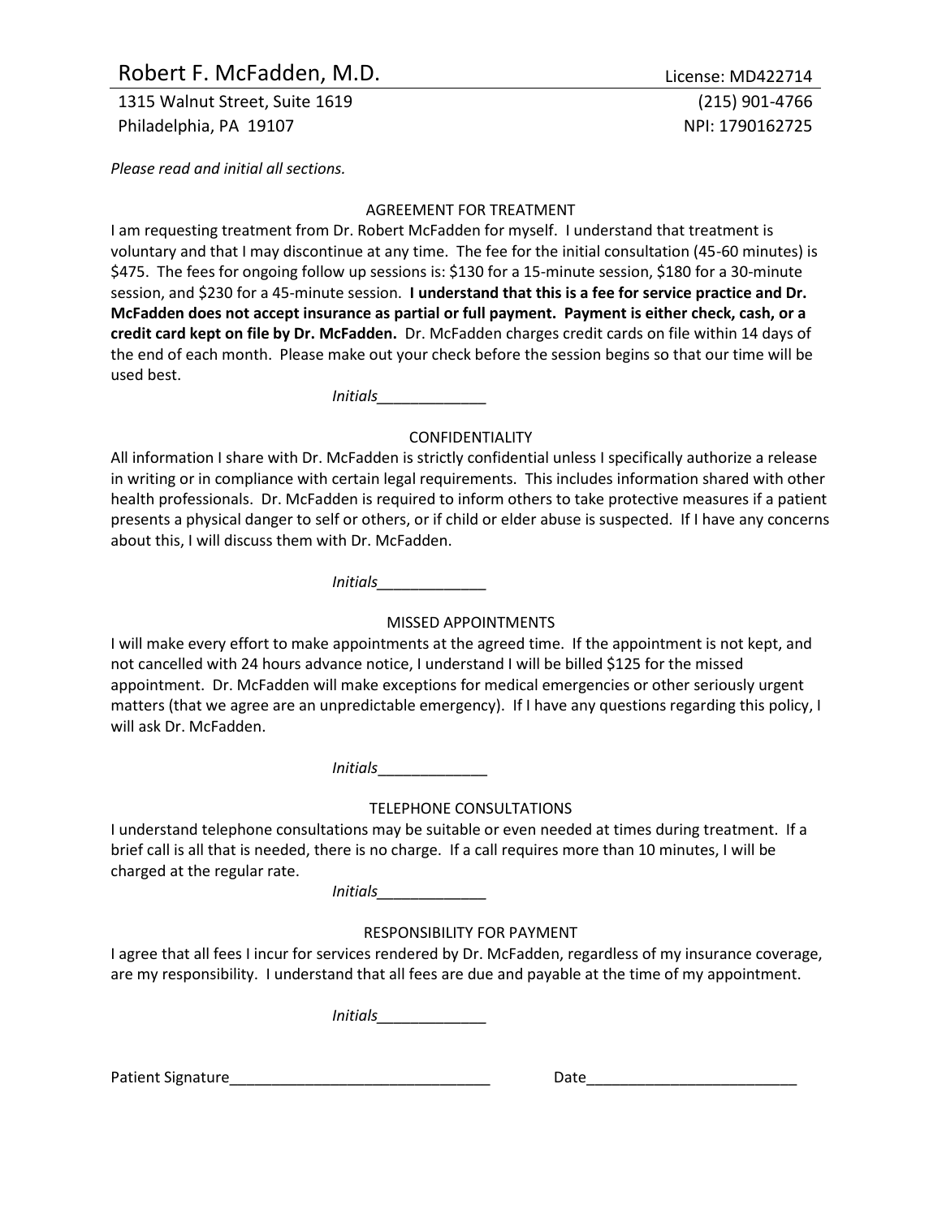# Robert F. McFadden, M.D.

License: MD422714

1315 Walnut Street, Suite 1619
Philadelphia, PA 19107

(215) 901-4766
NPI: 1790162725

*Please read and initial all sections.*

## AGREEMENT FOR TREATMENT

I am requesting treatment from Dr. Robert McFadden for myself. I understand that treatment is voluntary and that I may discontinue at any time. The fee for the initial consultation (45-60 minutes) is $475. The fees for ongoing follow up sessions is: $130 for a 15-minute session, $180 for a 30-minute session, and $230 for a 45-minute session. **I understand that this is a fee for service practice and Dr. McFadden does not accept insurance as partial or full payment. Payment is either check, cash, or a credit card kept on file by Dr. McFadden.** Dr. McFadden charges credit cards on file within 14 days of the end of each month. Please make out your check before the session begins so that our time will be used best.

*Initials*_____________

## CONFIDENTIALITY

All information I share with Dr. McFadden is strictly confidential unless I specifically authorize a release in writing or in compliance with certain legal requirements. This includes information shared with other health professionals. Dr. McFadden is required to inform others to take protective measures if a patient presents a physical danger to self or others, or if child or elder abuse is suspected. If I have any concerns about this, I will discuss them with Dr. McFadden.

*Initials*_____________

## MISSED APPOINTMENTS

I will make every effort to make appointments at the agreed time. If the appointment is not kept, and not cancelled with 24 hours advance notice, I understand I will be billed $125 for the missed appointment. Dr. McFadden will make exceptions for medical emergencies or other seriously urgent matters (that we agree are an unpredictable emergency). If I have any questions regarding this policy, I will ask Dr. McFadden.

*Initials*_____________

## TELEPHONE CONSULTATIONS

I understand telephone consultations may be suitable or even needed at times during treatment. If a brief call is all that is needed, there is no charge. If a call requires more than 10 minutes, I will be charged at the regular rate.

*Initials*_____________

## RESPONSIBILITY FOR PAYMENT

I agree that all fees I incur for services rendered by Dr. McFadden, regardless of my insurance coverage, are my responsibility. I understand that all fees are due and payable at the time of my appointment.

*Initials*_____________

Patient Signature_______________________________ Date_________________________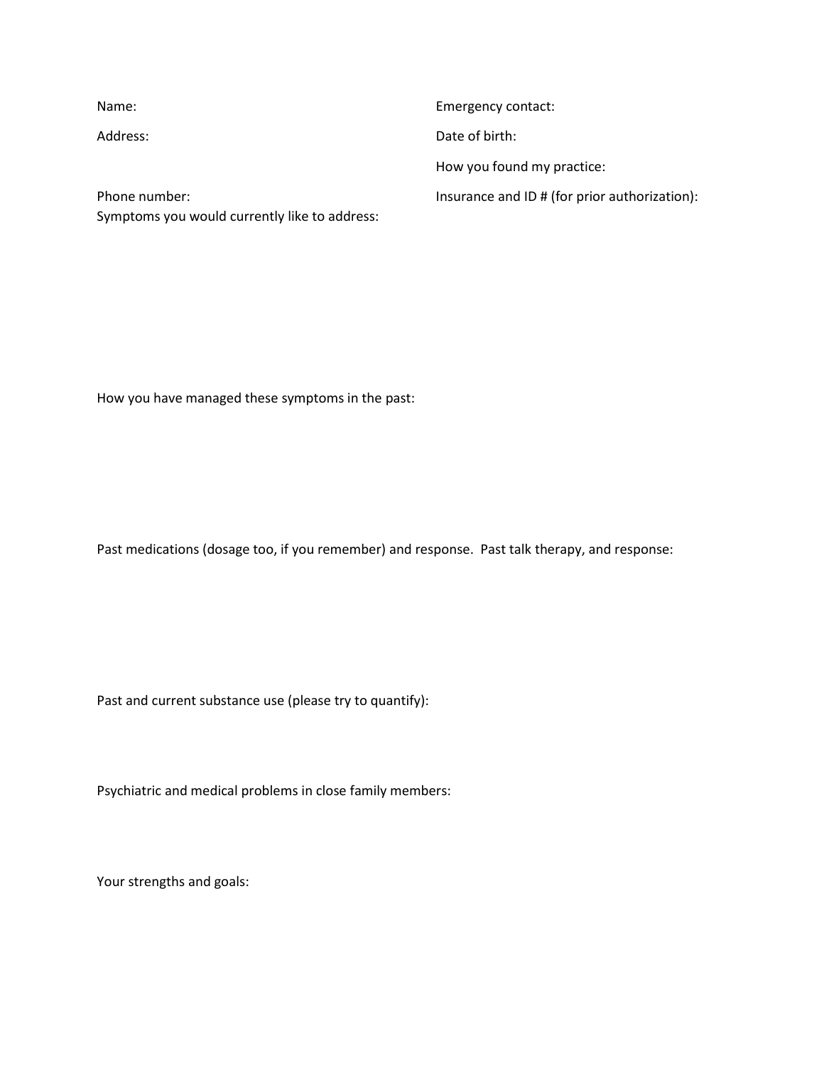Name:

Address:

Phone number:

Emergency contact:

Date of birth:

How you found my practice:

Insurance and ID # (for prior authorization):

Symptoms you would currently like to address:

How you have managed these symptoms in the past:

Past medications (dosage too, if you remember) and response. Past talk therapy, and response:

Past and current substance use (please try to quantify):

Psychiatric and medical problems in close family members:

Your strengths and goals: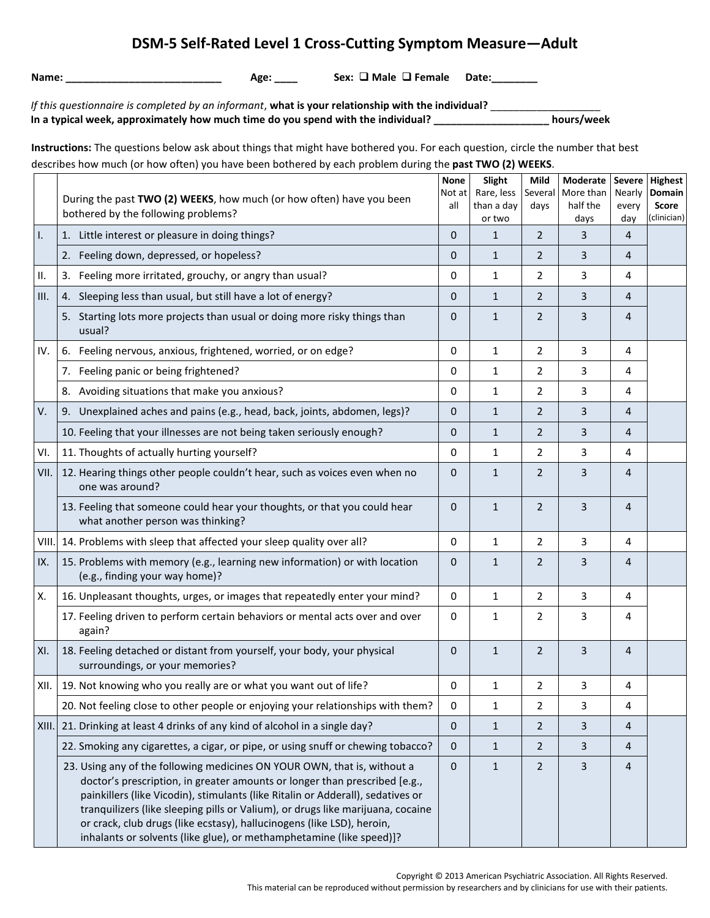# DSM-5 Self-Rated Level 1 Cross-Cutting Symptom Measure—Adult

**Name:** ___________________________ **Age:** ____ **Sex:** ❑ **Male** ❑ **Female** **Date:**________

*If this questionnaire is completed by an informant*, **what is your relationship with the individual?** ___________________

**In a typical week, approximately how much time do you spend with the individual?** ____________________ **hours/week**

**Instructions:** The questions below ask about things that might have bothered you. For each question, circle the number that best describes how much (or how often) you have been bothered by each problem during the **past TWO (2) WEEKS**.

| | During the past **TWO (2) WEEKS**, how much (or how often) have you been bothered by the following problems? | **None** Not at all | **Slight** Rare, less than a day or two | **Mild** Several days | **Moderate** More than half the days | **Severe** Nearly every day | **Highest Domain Score** (clinician) |
|---|---|---|---|---|---|---|---|
| I. | 1. Little interest or pleasure in doing things? | 0 | 1 | 2 | 3 | 4 | |
| | 2. Feeling down, depressed, or hopeless? | 0 | 1 | 2 | 3 | 4 | |
| II. | 3. Feeling more irritated, grouchy, or angry than usual? | 0 | 1 | 2 | 3 | 4 | |
| III. | 4. Sleeping less than usual, but still have a lot of energy? | 0 | 1 | 2 | 3 | 4 | |
| | 5. Starting lots more projects than usual or doing more risky things than usual? | 0 | 1 | 2 | 3 | 4 | |
| IV. | 6. Feeling nervous, anxious, frightened, worried, or on edge? | 0 | 1 | 2 | 3 | 4 | |
| | 7. Feeling panic or being frightened? | 0 | 1 | 2 | 3 | 4 | |
| | 8. Avoiding situations that make you anxious? | 0 | 1 | 2 | 3 | 4 | |
| V. | 9. Unexplained aches and pains (e.g., head, back, joints, abdomen, legs)? | 0 | 1 | 2 | 3 | 4 | |
| | 10. Feeling that your illnesses are not being taken seriously enough? | 0 | 1 | 2 | 3 | 4 | |
| VI. | 11. Thoughts of actually hurting yourself? | 0 | 1 | 2 | 3 | 4 | |
| VII. | 12. Hearing things other people couldn't hear, such as voices even when no one was around? | 0 | 1 | 2 | 3 | 4 | |
| | 13. Feeling that someone could hear your thoughts, or that you could hear what another person was thinking? | 0 | 1 | 2 | 3 | 4 | |
| VIII. | 14. Problems with sleep that affected your sleep quality over all? | 0 | 1 | 2 | 3 | 4 | |
| IX. | 15. Problems with memory (e.g., learning new information) or with location (e.g., finding your way home)? | 0 | 1 | 2 | 3 | 4 | |
| X. | 16. Unpleasant thoughts, urges, or images that repeatedly enter your mind? | 0 | 1 | 2 | 3 | 4 | |
| | 17. Feeling driven to perform certain behaviors or mental acts over and over again? | 0 | 1 | 2 | 3 | 4 | |
| XI. | 18. Feeling detached or distant from yourself, your body, your physical surroundings, or your memories? | 0 | 1 | 2 | 3 | 4 | |
| XII. | 19. Not knowing who you really are or what you want out of life? | 0 | 1 | 2 | 3 | 4 | |
| | 20. Not feeling close to other people or enjoying your relationships with them? | 0 | 1 | 2 | 3 | 4 | |
| XIII. | 21. Drinking at least 4 drinks of any kind of alcohol in a single day? | 0 | 1 | 2 | 3 | 4 | |
| | 22. Smoking any cigarettes, a cigar, or pipe, or using snuff or chewing tobacco? | 0 | 1 | 2 | 3 | 4 | |
| | 23. Using any of the following medicines ON YOUR OWN, that is, without a doctor's prescription, in greater amounts or longer than prescribed [e.g., painkillers (like Vicodin), stimulants (like Ritalin or Adderall), sedatives or tranquilizers (like sleeping pills or Valium), or drugs like marijuana, cocaine or crack, club drugs (like ecstasy), hallucinogens (like LSD), heroin, inhalants or solvents (like glue), or methamphetamine (like speed)]? | 0 | 1 | 2 | 3 | 4 | |

Copyright © 2013 American Psychiatric Association. All Rights Reserved.
This material can be reproduced without permission by researchers and by clinicians for use with their patients.